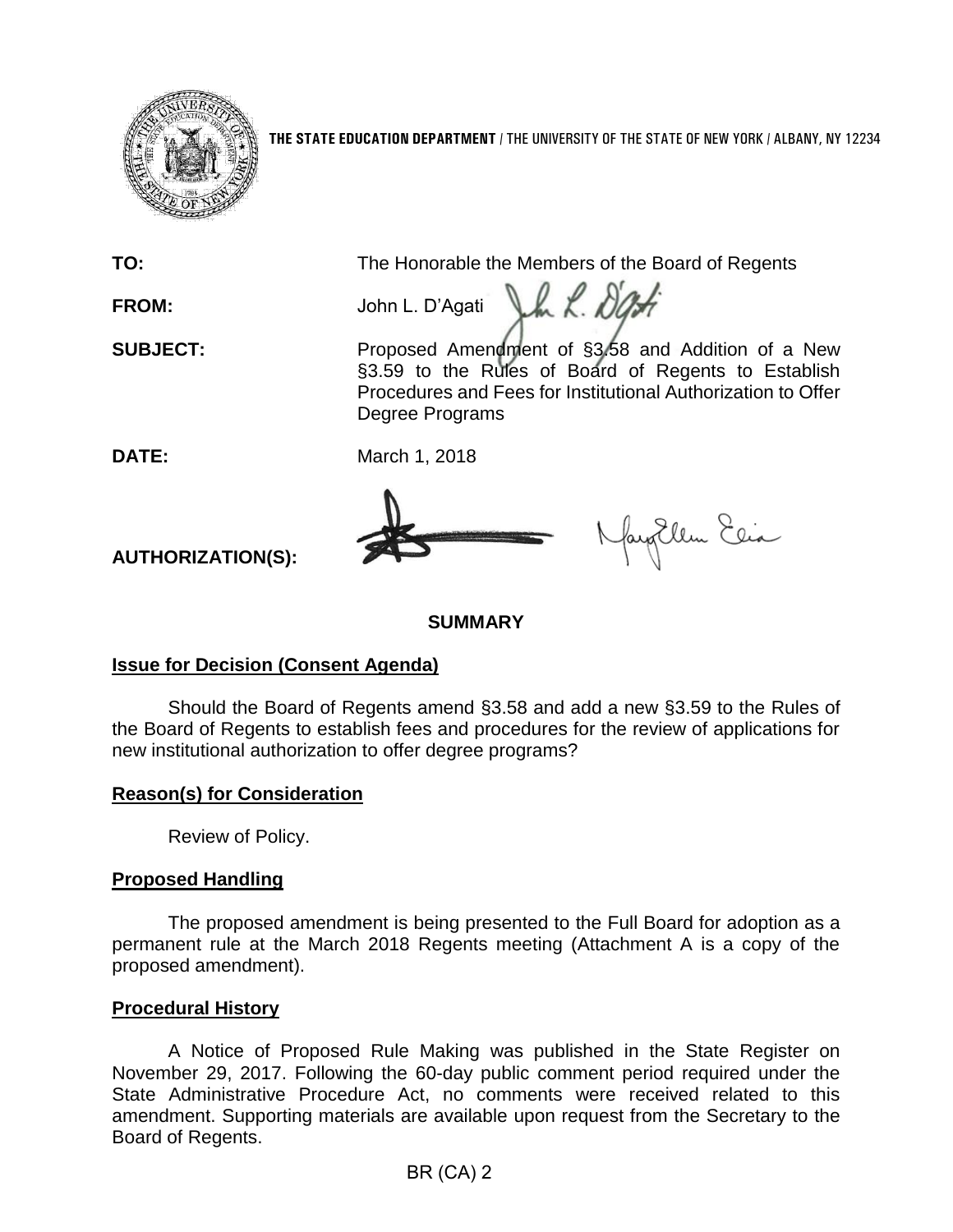THE STATE EDUCATION DEPARTMENT / THE UNIVERSITY OF THE STATE OF NEW YORK / ALBANY, NY 12234

**TO:** The Honorable the Members of the Board of Regents

**FROM:** John L. D'Agati

**SUBJECT:** Proposed Amendment of §3.58 and Addition of a New §3.59 to the Rules of Board of Regents to Establish Procedures and Fees for Institutional Authorization to Offer Degree Programs

**DATE:** March 1, 2018

**AUTHORIZATION(S):**

## SUMMARY

### Issue for Decision (Consent Agenda)

Should the Board of Regents amend §3.58 and add a new §3.59 to the Rules of the Board of Regents to establish fees and procedures for the review of applications for new institutional authorization to offer degree programs?

### Reason(s) for Consideration

Review of Policy.

### Proposed Handling

The proposed amendment is being presented to the Full Board for adoption as a permanent rule at the March 2018 Regents meeting (Attachment A is a copy of the proposed amendment).

### Procedural History

A Notice of Proposed Rule Making was published in the State Register on November 29, 2017. Following the 60-day public comment period required under the State Administrative Procedure Act, no comments were received related to this amendment. Supporting materials are available upon request from the Secretary to the Board of Regents.

BR (CA) 2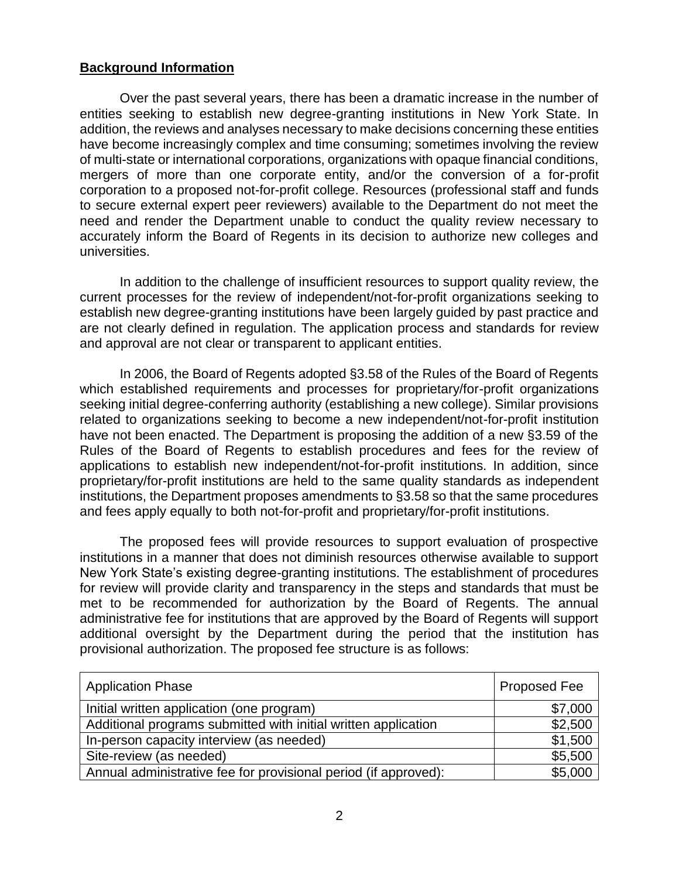## **Background Information**

Over the past several years, there has been a dramatic increase in the number of entities seeking to establish new degree-granting institutions in New York State. In addition, the reviews and analyses necessary to make decisions concerning these entities have become increasingly complex and time consuming; sometimes involving the review of multi-state or international corporations, organizations with opaque financial conditions, mergers of more than one corporate entity, and/or the conversion of a for-profit corporation to a proposed not-for-profit college. Resources (professional staff and funds to secure external expert peer reviewers) available to the Department do not meet the need and render the Department unable to conduct the quality review necessary to accurately inform the Board of Regents in its decision to authorize new colleges and universities.

In addition to the challenge of insufficient resources to support quality review, the current processes for the review of independent/not-for-profit organizations seeking to establish new degree-granting institutions have been largely guided by past practice and are not clearly defined in regulation. The application process and standards for review and approval are not clear or transparent to applicant entities.

In 2006, the Board of Regents adopted §3.58 of the Rules of the Board of Regents which established requirements and processes for proprietary/for-profit organizations seeking initial degree-conferring authority (establishing a new college). Similar provisions related to organizations seeking to become a new independent/not-for-profit institution have not been enacted. The Department is proposing the addition of a new §3.59 of the Rules of the Board of Regents to establish procedures and fees for the review of applications to establish new independent/not-for-profit institutions. In addition, since proprietary/for-profit institutions are held to the same quality standards as independent institutions, the Department proposes amendments to §3.58 so that the same procedures and fees apply equally to both not-for-profit and proprietary/for-profit institutions.

The proposed fees will provide resources to support evaluation of prospective institutions in a manner that does not diminish resources otherwise available to support New York State's existing degree-granting institutions. The establishment of procedures for review will provide clarity and transparency in the steps and standards that must be met to be recommended for authorization by the Board of Regents. The annual administrative fee for institutions that are approved by the Board of Regents will support additional oversight by the Department during the period that the institution has provisional authorization. The proposed fee structure is as follows:

| Application Phase | Proposed Fee |
|---|---:|
| Initial written application (one program) | $7,000 |
| Additional programs submitted with initial written application | $2,500 |
| In-person capacity interview (as needed) | $1,500 |
| Site-review (as needed) | $5,500 |
| Annual administrative fee for provisional period (if approved): | $5,000 |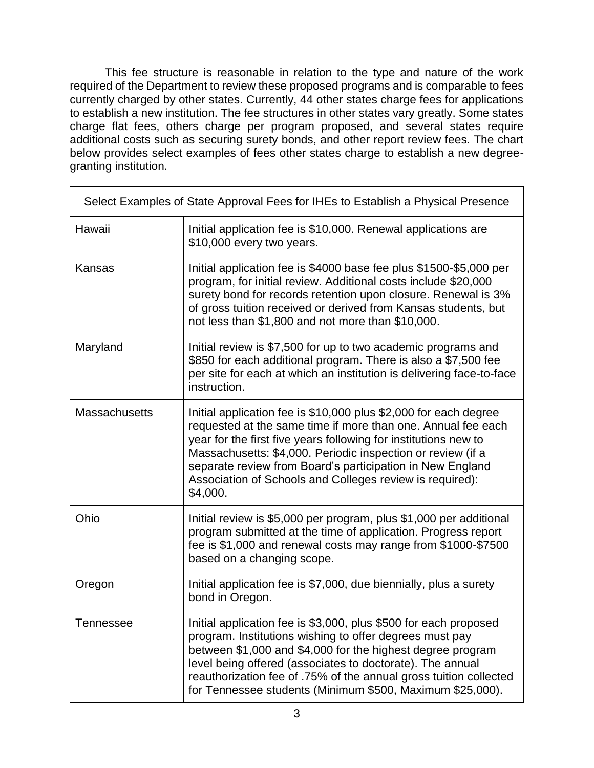This fee structure is reasonable in relation to the type and nature of the work required of the Department to review these proposed programs and is comparable to fees currently charged by other states. Currently, 44 other states charge fees for applications to establish a new institution. The fee structures in other states vary greatly. Some states charge flat fees, others charge per program proposed, and several states require additional costs such as securing surety bonds, and other report review fees. The chart below provides select examples of fees other states charge to establish a new degree-granting institution.

| Select Examples of State Approval Fees for IHEs to Establish a Physical Presence | |
|---|---|
| Hawaii | Initial application fee is $10,000. Renewal applications are $10,000 every two years. |
| Kansas | Initial application fee is $4000 base fee plus $1500-$5,000 per program, for initial review. Additional costs include $20,000 surety bond for records retention upon closure. Renewal is 3% of gross tuition received or derived from Kansas students, but not less than $1,800 and not more than $10,000. |
| Maryland | Initial review is $7,500 for up to two academic programs and $850 for each additional program. There is also a $7,500 fee per site for each at which an institution is delivering face-to-face instruction. |
| Massachusetts | Initial application fee is $10,000 plus $2,000 for each degree requested at the same time if more than one. Annual fee each year for the first five years following for institutions new to Massachusetts: $4,000. Periodic inspection or review (if a separate review from Board's participation in New England Association of Schools and Colleges review is required): $4,000. |
| Ohio | Initial review is $5,000 per program, plus $1,000 per additional program submitted at the time of application. Progress report fee is $1,000 and renewal costs may range from $1000-$7500 based on a changing scope. |
| Oregon | Initial application fee is $7,000, due biennially, plus a surety bond in Oregon. |
| Tennessee | Initial application fee is $3,000, plus $500 for each proposed program. Institutions wishing to offer degrees must pay between $1,000 and $4,000 for the highest degree program level being offered (associates to doctorate). The annual reauthorization fee of .75% of the annual gross tuition collected for Tennessee students (Minimum $500, Maximum $25,000). |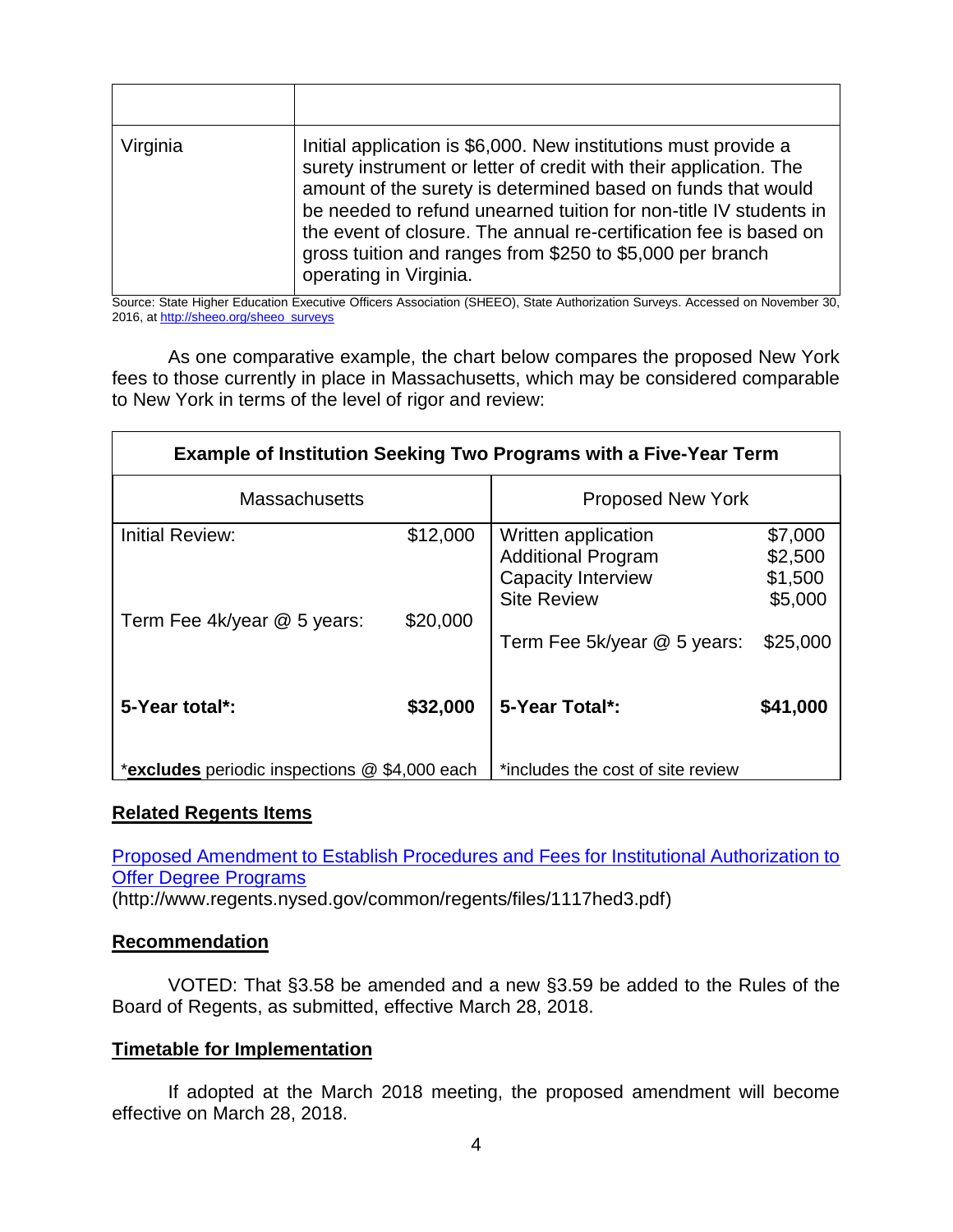| | |
|---|---|
| Virginia | Initial application is $6,000. New institutions must provide a surety instrument or letter of credit with their application. The amount of the surety is determined based on funds that would be needed to refund unearned tuition for non-title IV students in the event of closure. The annual re-certification fee is based on gross tuition and ranges from $250 to $5,000 per branch operating in Virginia. |

Source: State Higher Education Executive Officers Association (SHEEO), State Authorization Surveys. Accessed on November 30, 2016, at http://sheeo.org/sheeo_surveys

As one comparative example, the chart below compares the proposed New York fees to those currently in place in Massachusetts, which may be considered comparable to New York in terms of the level of rigor and review:

| **Example of Institution Seeking Two Programs with a Five-Year Term** | | | |
|---|---|---|---|
| Massachusetts | | Proposed New York | |
| Initial Review: | $12,000 | Written application<br>Additional Program<br>Capacity Interview<br>Site Review | $7,000<br>$2,500<br>$1,500<br>$5,000 |
| Term Fee 4k/year @ 5 years: | $20,000 | Term Fee 5k/year @ 5 years: | $25,000 |
| **5-Year total*:** | **$32,000** | **5-Year Total*:** | **$41,000** |
| *__excludes__ periodic inspections @ $4,000 each | | *includes the cost of site review | |

## Related Regents Items

[Proposed Amendment to Establish Procedures and Fees for Institutional Authorization to Offer Degree Programs](http://www.regents.nysed.gov/common/regents/files/1117hed3.pdf)
(http://www.regents.nysed.gov/common/regents/files/1117hed3.pdf)

## Recommendation

VOTED: That §3.58 be amended and a new §3.59 be added to the Rules of the Board of Regents, as submitted, effective March 28, 2018.

## Timetable for Implementation

If adopted at the March 2018 meeting, the proposed amendment will become effective on March 28, 2018.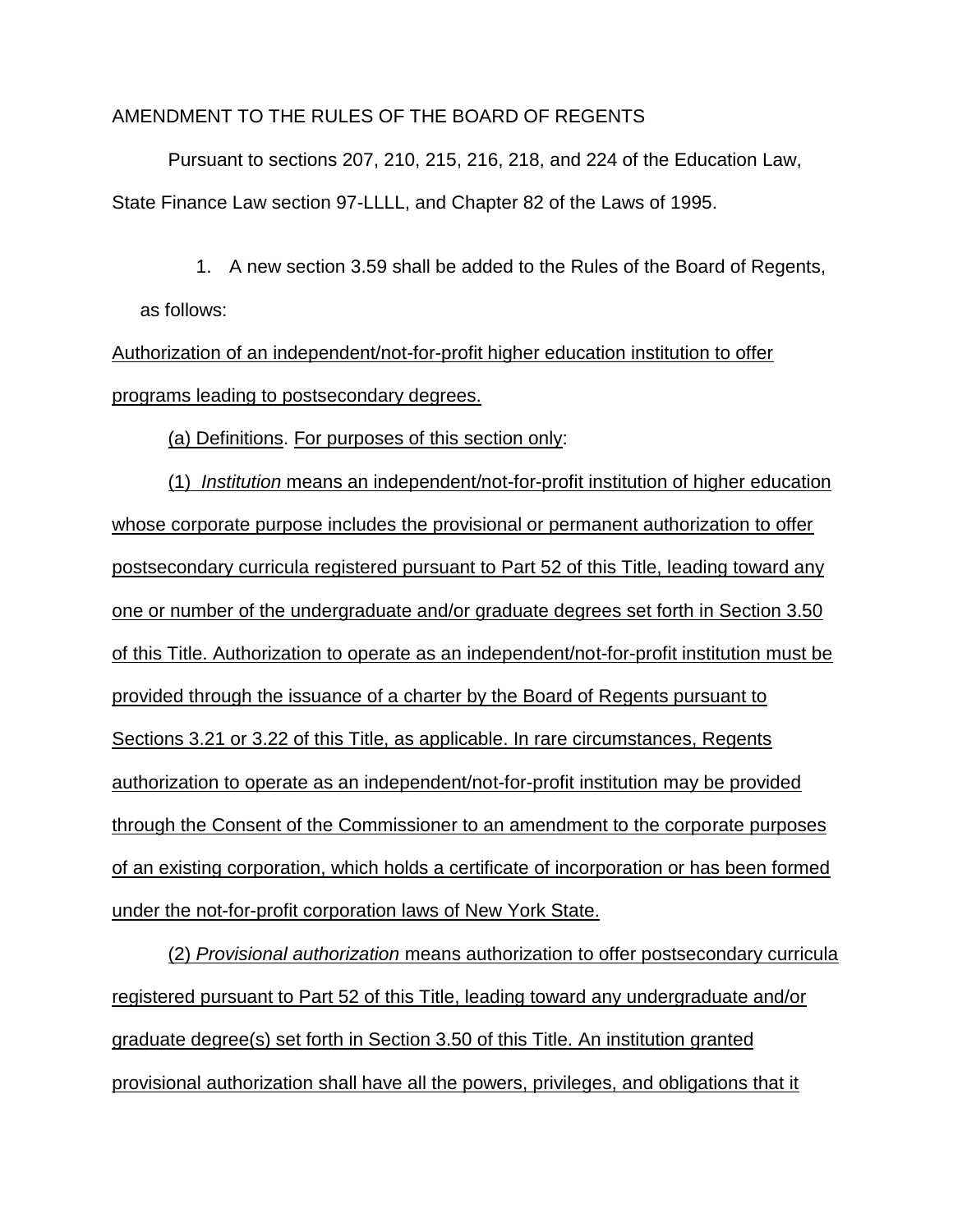AMENDMENT TO THE RULES OF THE BOARD OF REGENTS

Pursuant to sections 207, 210, 215, 216, 218, and 224 of the Education Law, State Finance Law section 97-LLLL, and Chapter 82 of the Laws of 1995.

1. A new section 3.59 shall be added to the Rules of the Board of Regents, as follows:

Authorization of an independent/not-for-profit higher education institution to offer programs leading to postsecondary degrees.

(a) Definitions. For purposes of this section only:

(1) *Institution* means an independent/not-for-profit institution of higher education whose corporate purpose includes the provisional or permanent authorization to offer postsecondary curricula registered pursuant to Part 52 of this Title, leading toward any one or number of the undergraduate and/or graduate degrees set forth in Section 3.50 of this Title. Authorization to operate as an independent/not-for-profit institution must be provided through the issuance of a charter by the Board of Regents pursuant to Sections 3.21 or 3.22 of this Title, as applicable. In rare circumstances, Regents authorization to operate as an independent/not-for-profit institution may be provided through the Consent of the Commissioner to an amendment to the corporate purposes of an existing corporation, which holds a certificate of incorporation or has been formed under the not-for-profit corporation laws of New York State.

(2) *Provisional authorization* means authorization to offer postsecondary curricula registered pursuant to Part 52 of this Title, leading toward any undergraduate and/or graduate degree(s) set forth in Section 3.50 of this Title. An institution granted provisional authorization shall have all the powers, privileges, and obligations that it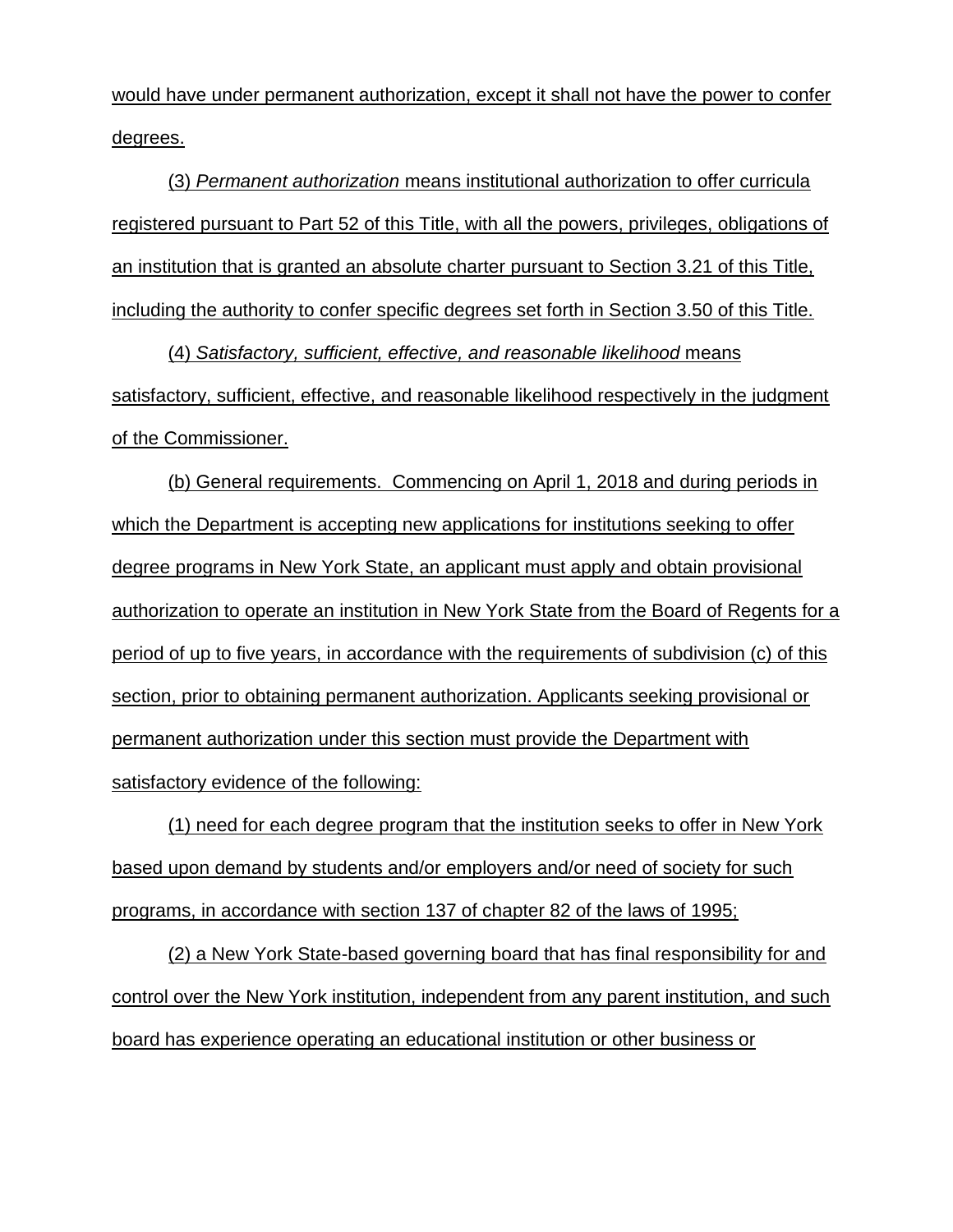would have under permanent authorization, except it shall not have the power to confer degrees.

(3) *Permanent authorization* means institutional authorization to offer curricula registered pursuant to Part 52 of this Title, with all the powers, privileges, obligations of an institution that is granted an absolute charter pursuant to Section 3.21 of this Title, including the authority to confer specific degrees set forth in Section 3.50 of this Title.

(4) *Satisfactory, sufficient, effective, and reasonable likelihood* means satisfactory, sufficient, effective, and reasonable likelihood respectively in the judgment of the Commissioner.

(b) General requirements. Commencing on April 1, 2018 and during periods in which the Department is accepting new applications for institutions seeking to offer degree programs in New York State, an applicant must apply and obtain provisional authorization to operate an institution in New York State from the Board of Regents for a period of up to five years, in accordance with the requirements of subdivision (c) of this section, prior to obtaining permanent authorization. Applicants seeking provisional or permanent authorization under this section must provide the Department with satisfactory evidence of the following:

(1) need for each degree program that the institution seeks to offer in New York based upon demand by students and/or employers and/or need of society for such programs, in accordance with section 137 of chapter 82 of the laws of 1995;

(2) a New York State-based governing board that has final responsibility for and control over the New York institution, independent from any parent institution, and such board has experience operating an educational institution or other business or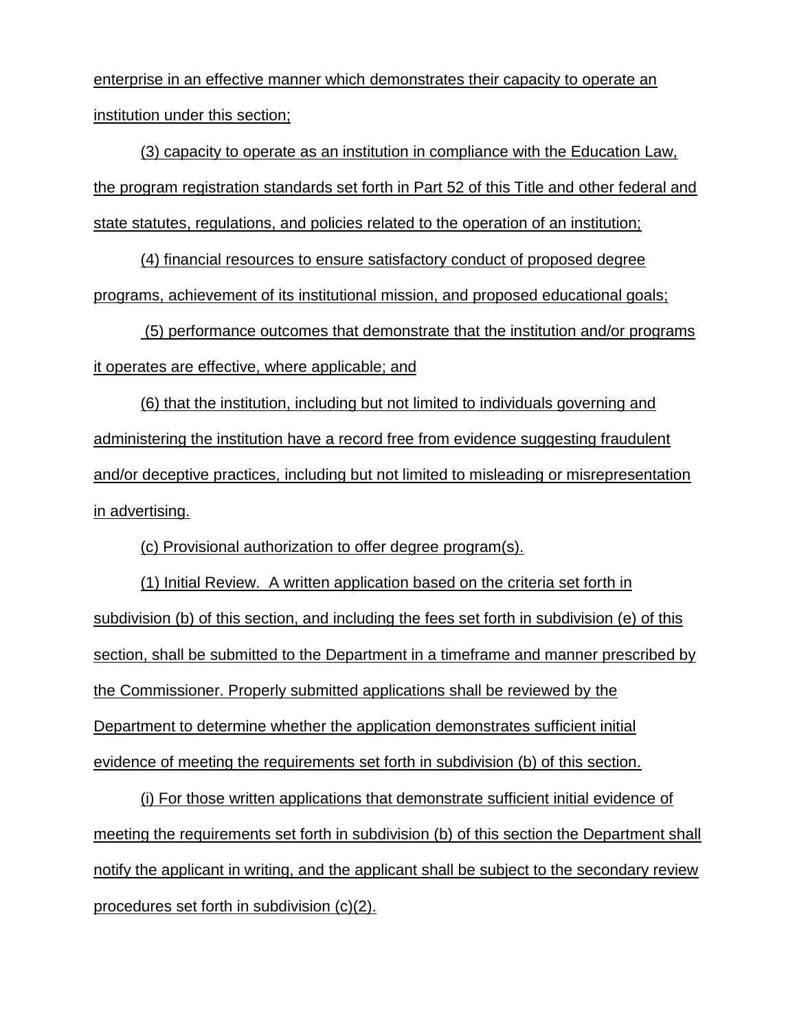enterprise in an effective manner which demonstrates their capacity to operate an institution under this section;

(3) capacity to operate as an institution in compliance with the Education Law, the program registration standards set forth in Part 52 of this Title and other federal and state statutes, regulations, and policies related to the operation of an institution;

(4) financial resources to ensure satisfactory conduct of proposed degree programs, achievement of its institutional mission, and proposed educational goals;

(5) performance outcomes that demonstrate that the institution and/or programs it operates are effective, where applicable; and

(6) that the institution, including but not limited to individuals governing and administering the institution have a record free from evidence suggesting fraudulent and/or deceptive practices, including but not limited to misleading or misrepresentation in advertising.

(c) Provisional authorization to offer degree program(s).

(1) Initial Review. A written application based on the criteria set forth in subdivision (b) of this section, and including the fees set forth in subdivision (e) of this section, shall be submitted to the Department in a timeframe and manner prescribed by the Commissioner. Properly submitted applications shall be reviewed by the Department to determine whether the application demonstrates sufficient initial evidence of meeting the requirements set forth in subdivision (b) of this section.

(i) For those written applications that demonstrate sufficient initial evidence of meeting the requirements set forth in subdivision (b) of this section the Department shall notify the applicant in writing, and the applicant shall be subject to the secondary review procedures set forth in subdivision (c)(2).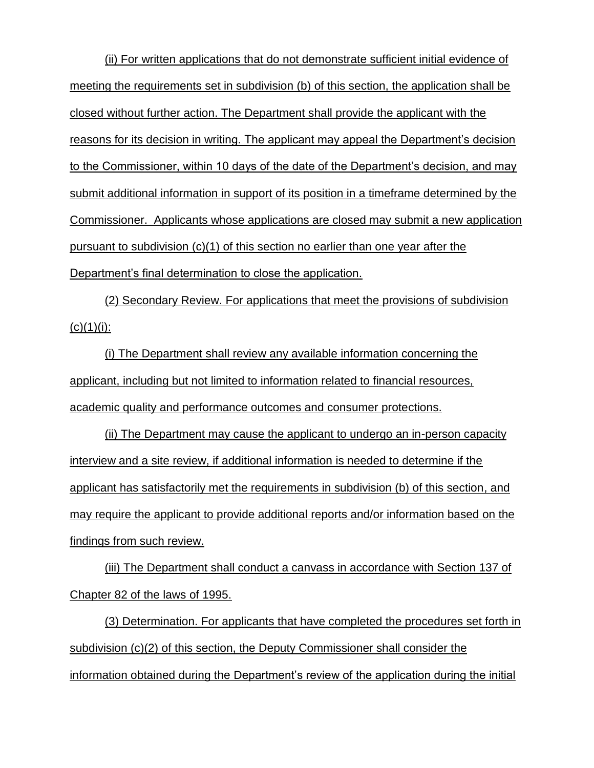(ii) For written applications that do not demonstrate sufficient initial evidence of meeting the requirements set in subdivision (b) of this section, the application shall be closed without further action. The Department shall provide the applicant with the reasons for its decision in writing. The applicant may appeal the Department's decision to the Commissioner, within 10 days of the date of the Department's decision, and may submit additional information in support of its position in a timeframe determined by the Commissioner. Applicants whose applications are closed may submit a new application pursuant to subdivision (c)(1) of this section no earlier than one year after the Department's final determination to close the application.

(2) Secondary Review. For applications that meet the provisions of subdivision (c)(1)(i):

(i) The Department shall review any available information concerning the applicant, including but not limited to information related to financial resources, academic quality and performance outcomes and consumer protections.

(ii) The Department may cause the applicant to undergo an in-person capacity interview and a site review, if additional information is needed to determine if the applicant has satisfactorily met the requirements in subdivision (b) of this section, and may require the applicant to provide additional reports and/or information based on the findings from such review.

(iii) The Department shall conduct a canvass in accordance with Section 137 of Chapter 82 of the laws of 1995.

(3) Determination. For applicants that have completed the procedures set forth in subdivision (c)(2) of this section, the Deputy Commissioner shall consider the information obtained during the Department's review of the application during the initial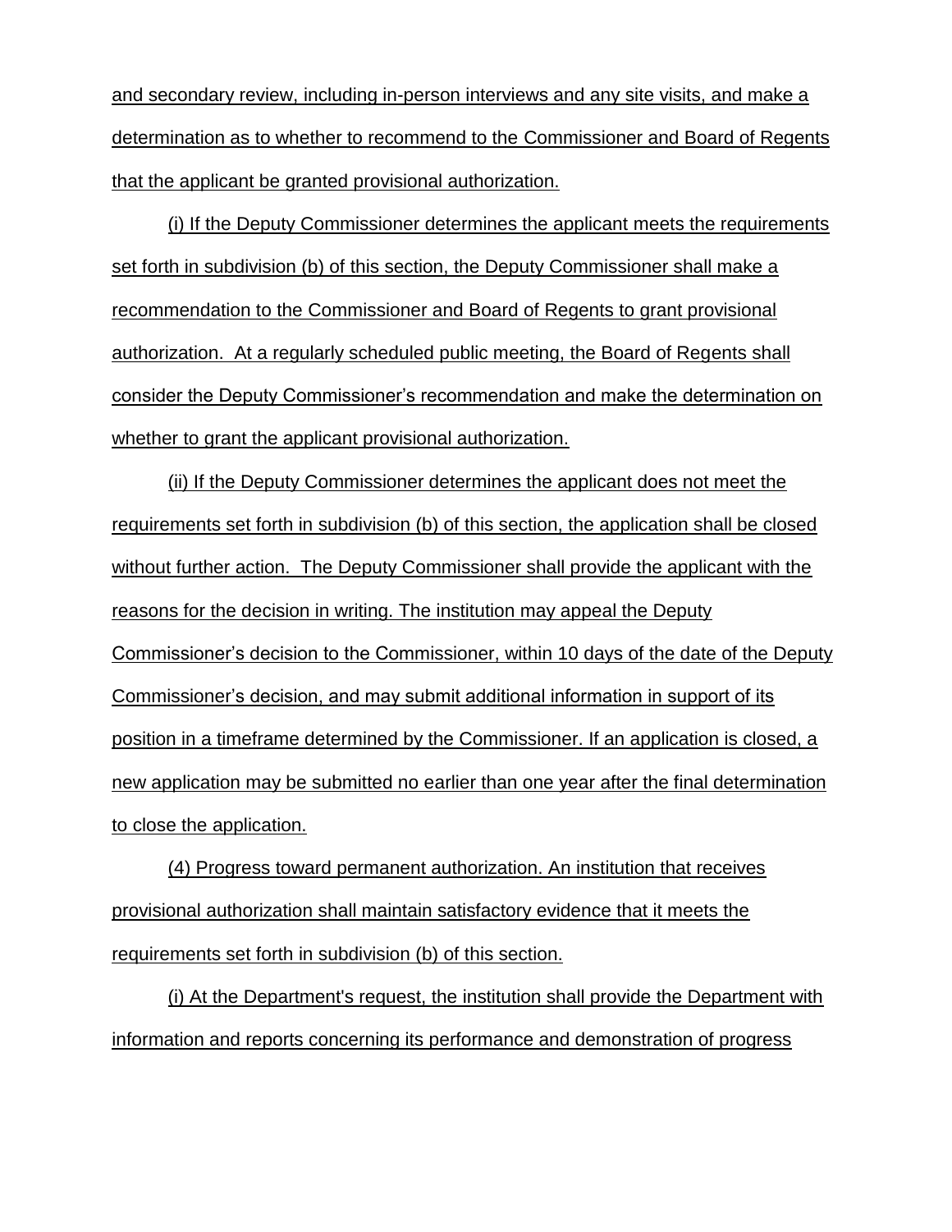and secondary review, including in-person interviews and any site visits, and make a determination as to whether to recommend to the Commissioner and Board of Regents that the applicant be granted provisional authorization.

(i) If the Deputy Commissioner determines the applicant meets the requirements set forth in subdivision (b) of this section, the Deputy Commissioner shall make a recommendation to the Commissioner and Board of Regents to grant provisional authorization. At a regularly scheduled public meeting, the Board of Regents shall consider the Deputy Commissioner's recommendation and make the determination on whether to grant the applicant provisional authorization.

(ii) If the Deputy Commissioner determines the applicant does not meet the requirements set forth in subdivision (b) of this section, the application shall be closed without further action. The Deputy Commissioner shall provide the applicant with the reasons for the decision in writing. The institution may appeal the Deputy Commissioner's decision to the Commissioner, within 10 days of the date of the Deputy Commissioner's decision, and may submit additional information in support of its position in a timeframe determined by the Commissioner. If an application is closed, a new application may be submitted no earlier than one year after the final determination to close the application.

(4) Progress toward permanent authorization. An institution that receives provisional authorization shall maintain satisfactory evidence that it meets the requirements set forth in subdivision (b) of this section.

(i) At the Department's request, the institution shall provide the Department with information and reports concerning its performance and demonstration of progress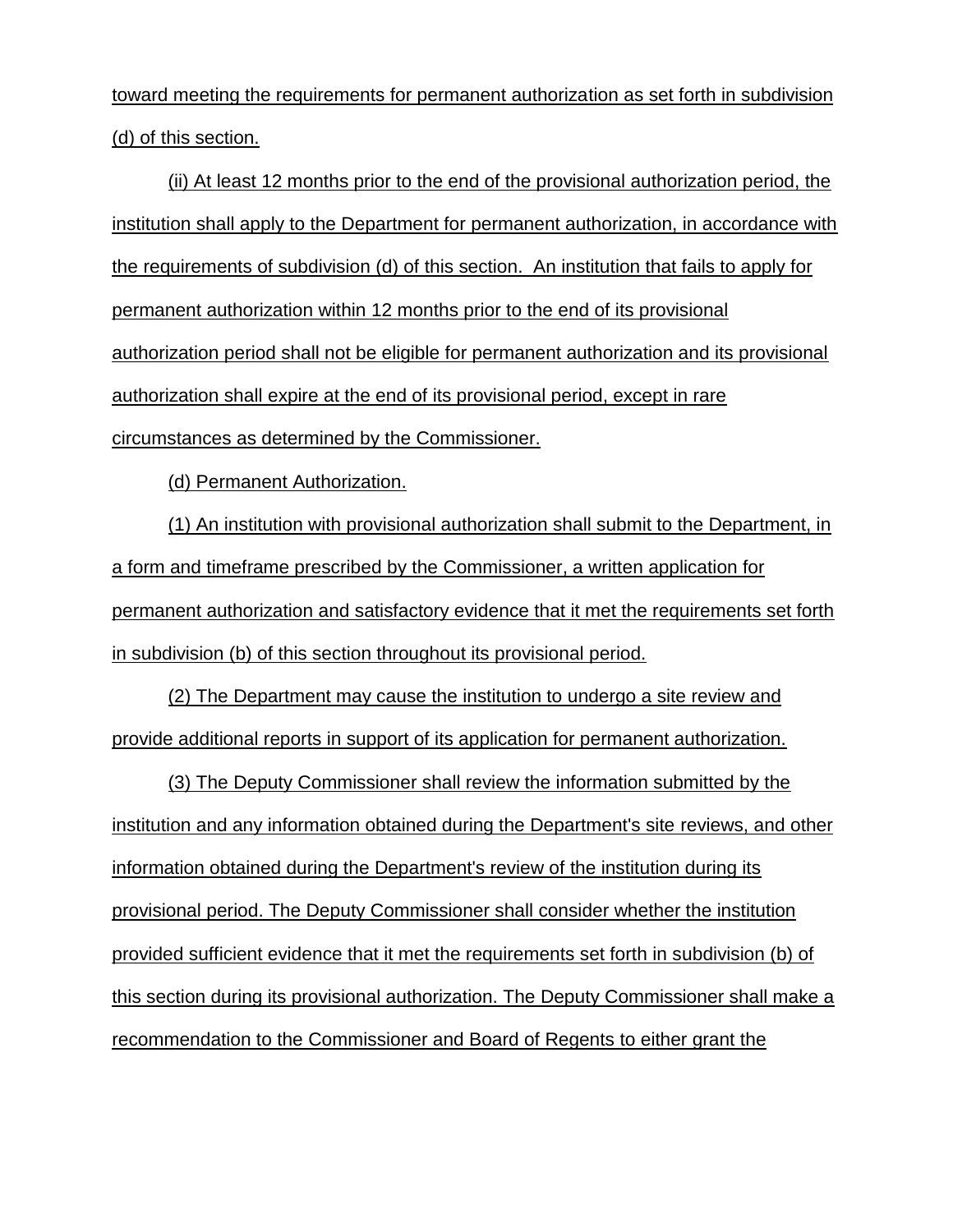toward meeting the requirements for permanent authorization as set forth in subdivision (d) of this section.

(ii) At least 12 months prior to the end of the provisional authorization period, the institution shall apply to the Department for permanent authorization, in accordance with the requirements of subdivision (d) of this section. An institution that fails to apply for permanent authorization within 12 months prior to the end of its provisional authorization period shall not be eligible for permanent authorization and its provisional authorization shall expire at the end of its provisional period, except in rare circumstances as determined by the Commissioner.

(d) Permanent Authorization.

(1) An institution with provisional authorization shall submit to the Department, in a form and timeframe prescribed by the Commissioner, a written application for permanent authorization and satisfactory evidence that it met the requirements set forth in subdivision (b) of this section throughout its provisional period.

(2) The Department may cause the institution to undergo a site review and provide additional reports in support of its application for permanent authorization.

(3) The Deputy Commissioner shall review the information submitted by the institution and any information obtained during the Department's site reviews, and other information obtained during the Department's review of the institution during its provisional period. The Deputy Commissioner shall consider whether the institution provided sufficient evidence that it met the requirements set forth in subdivision (b) of this section during its provisional authorization. The Deputy Commissioner shall make a recommendation to the Commissioner and Board of Regents to either grant the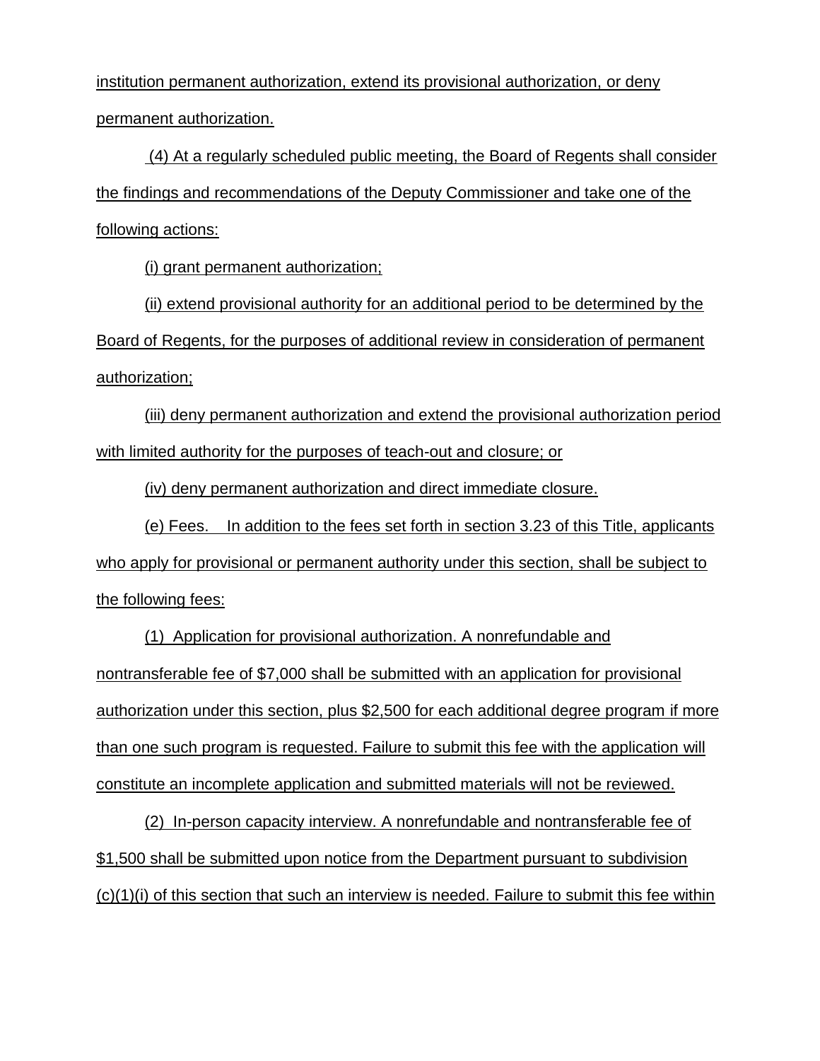institution permanent authorization, extend its provisional authorization, or deny permanent authorization.

(4) At a regularly scheduled public meeting, the Board of Regents shall consider the findings and recommendations of the Deputy Commissioner and take one of the following actions:

(i) grant permanent authorization;

(ii) extend provisional authority for an additional period to be determined by the Board of Regents, for the purposes of additional review in consideration of permanent authorization;

(iii) deny permanent authorization and extend the provisional authorization period with limited authority for the purposes of teach-out and closure; or

(iv) deny permanent authorization and direct immediate closure.

(e) Fees. In addition to the fees set forth in section 3.23 of this Title, applicants who apply for provisional or permanent authority under this section, shall be subject to the following fees:

(1) Application for provisional authorization. A nonrefundable and nontransferable fee of $7,000 shall be submitted with an application for provisional authorization under this section, plus $2,500 for each additional degree program if more than one such program is requested. Failure to submit this fee with the application will constitute an incomplete application and submitted materials will not be reviewed.

(2) In-person capacity interview. A nonrefundable and nontransferable fee of $1,500 shall be submitted upon notice from the Department pursuant to subdivision (c)(1)(i) of this section that such an interview is needed. Failure to submit this fee within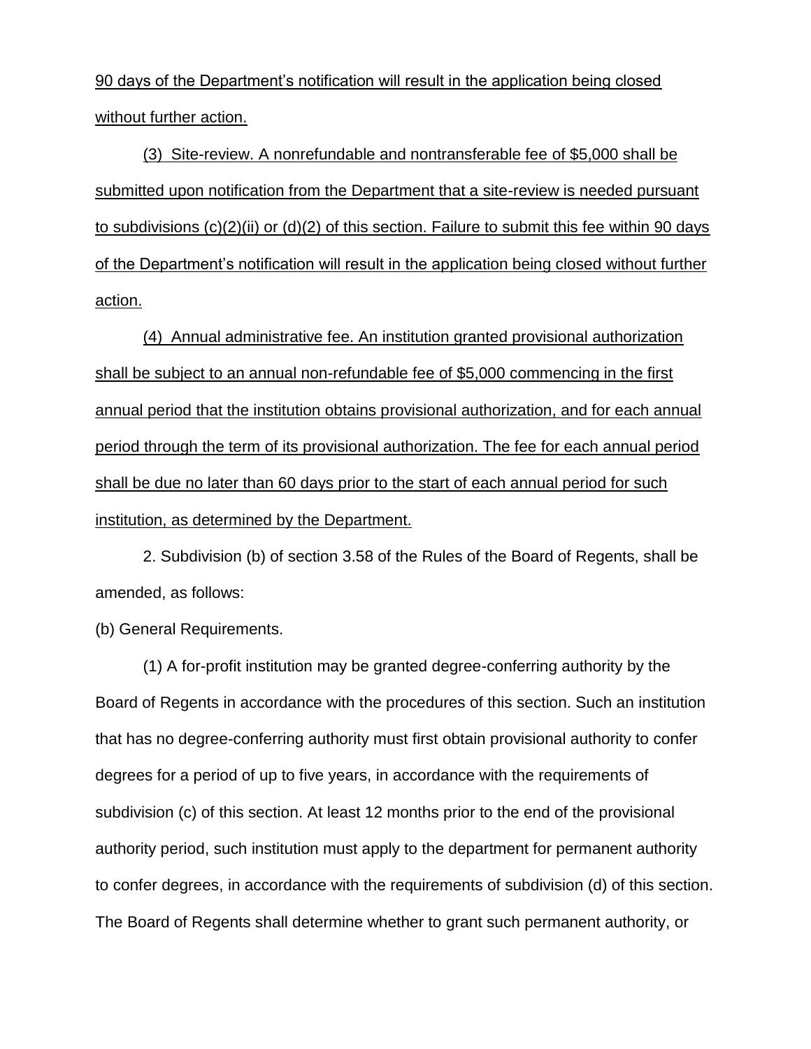90 days of the Department's notification will result in the application being closed without further action.

(3) Site-review. A nonrefundable and nontransferable fee of $5,000 shall be submitted upon notification from the Department that a site-review is needed pursuant to subdivisions (c)(2)(ii) or (d)(2) of this section. Failure to submit this fee within 90 days of the Department's notification will result in the application being closed without further action.

(4) Annual administrative fee. An institution granted provisional authorization shall be subject to an annual non-refundable fee of $5,000 commencing in the first annual period that the institution obtains provisional authorization, and for each annual period through the term of its provisional authorization. The fee for each annual period shall be due no later than 60 days prior to the start of each annual period for such institution, as determined by the Department.

2. Subdivision (b) of section 3.58 of the Rules of the Board of Regents, shall be amended, as follows:

(b) General Requirements.

(1) A for-profit institution may be granted degree-conferring authority by the Board of Regents in accordance with the procedures of this section. Such an institution that has no degree-conferring authority must first obtain provisional authority to confer degrees for a period of up to five years, in accordance with the requirements of subdivision (c) of this section. At least 12 months prior to the end of the provisional authority period, such institution must apply to the department for permanent authority to confer degrees, in accordance with the requirements of subdivision (d) of this section. The Board of Regents shall determine whether to grant such permanent authority, or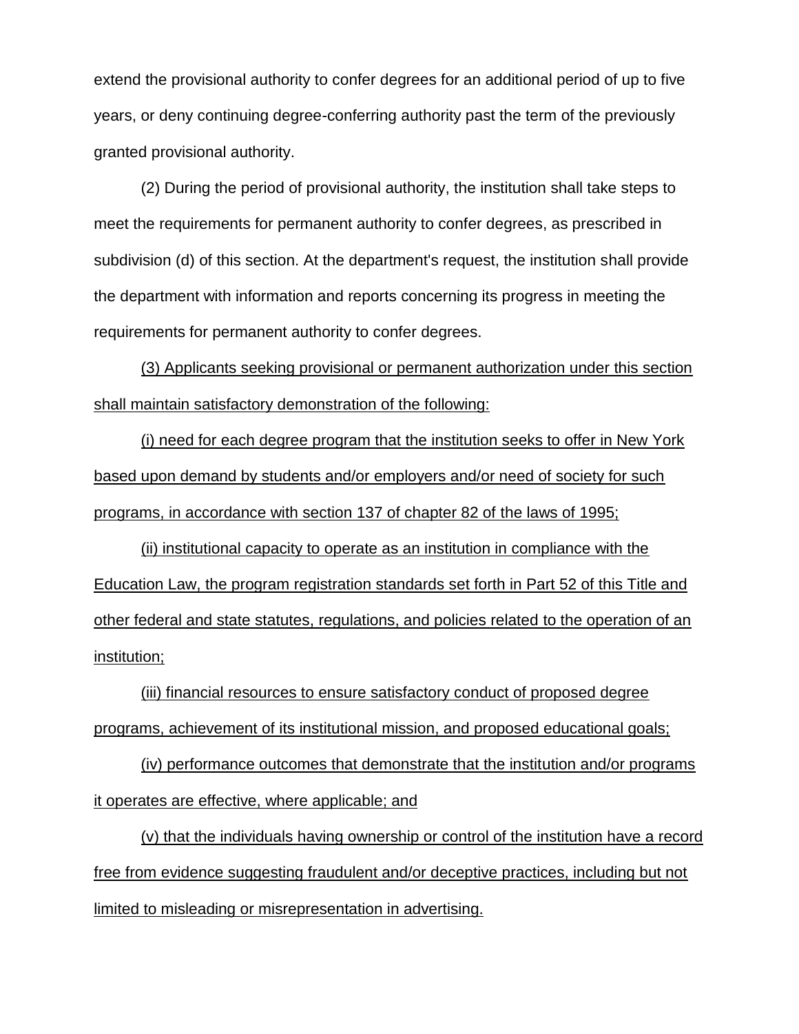extend the provisional authority to confer degrees for an additional period of up to five years, or deny continuing degree-conferring authority past the term of the previously granted provisional authority.

(2) During the period of provisional authority, the institution shall take steps to meet the requirements for permanent authority to confer degrees, as prescribed in subdivision (d) of this section. At the department's request, the institution shall provide the department with information and reports concerning its progress in meeting the requirements for permanent authority to confer degrees.

<u>(3) Applicants seeking provisional or permanent authorization under this section shall maintain satisfactory demonstration of the following:</u>

<u>(i) need for each degree program that the institution seeks to offer in New York based upon demand by students and/or employers and/or need of society for such programs, in accordance with section 137 of chapter 82 of the laws of 1995;</u>

<u>(ii) institutional capacity to operate as an institution in compliance with the Education Law, the program registration standards set forth in Part 52 of this Title and other federal and state statutes, regulations, and policies related to the operation of an institution;</u>

<u>(iii) financial resources to ensure satisfactory conduct of proposed degree programs, achievement of its institutional mission, and proposed educational goals;</u>

<u>(iv) performance outcomes that demonstrate that the institution and/or programs it operates are effective, where applicable; and</u>

<u>(v) that the individuals having ownership or control of the institution have a record free from evidence suggesting fraudulent and/or deceptive practices, including but not limited to misleading or misrepresentation in advertising.</u>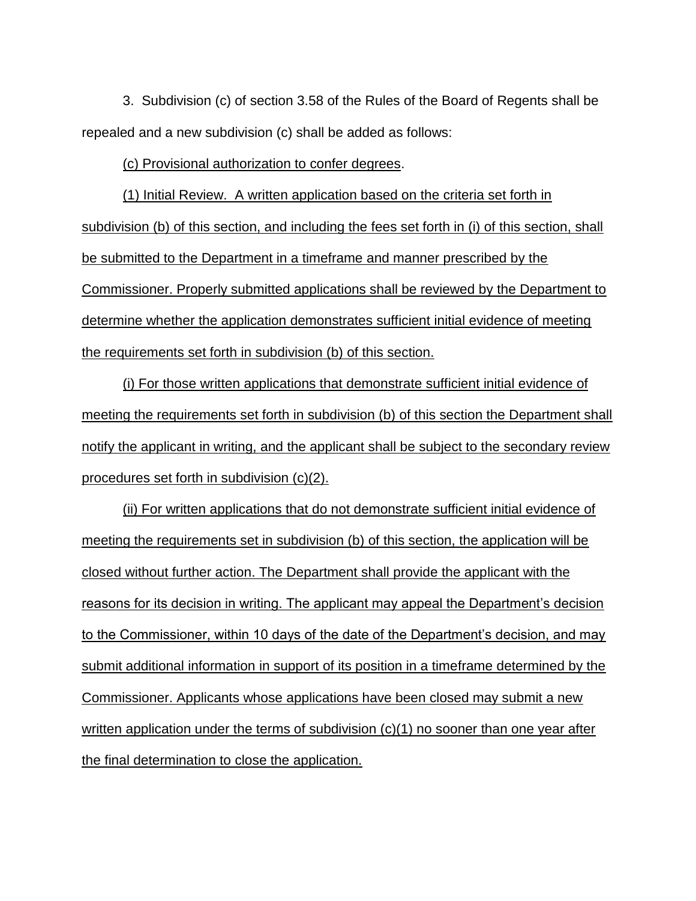3. Subdivision (c) of section 3.58 of the Rules of the Board of Regents shall be repealed and a new subdivision (c) shall be added as follows:

<u>(c) Provisional authorization to confer degrees</u>.

<u>(1) Initial Review. A written application based on the criteria set forth in subdivision (b) of this section, and including the fees set forth in (i) of this section, shall be submitted to the Department in a timeframe and manner prescribed by the Commissioner. Properly submitted applications shall be reviewed by the Department to determine whether the application demonstrates sufficient initial evidence of meeting the requirements set forth in subdivision (b) of this section.</u>

<u>(i) For those written applications that demonstrate sufficient initial evidence of meeting the requirements set forth in subdivision (b) of this section the Department shall notify the applicant in writing, and the applicant shall be subject to the secondary review procedures set forth in subdivision (c)(2).</u>

<u>(ii) For written applications that do not demonstrate sufficient initial evidence of meeting the requirements set in subdivision (b) of this section, the application will be closed without further action. The Department shall provide the applicant with the reasons for its decision in writing. The applicant may appeal the Department's decision to the Commissioner, within 10 days of the date of the Department's decision, and may submit additional information in support of its position in a timeframe determined by the Commissioner. Applicants whose applications have been closed may submit a new written application under the terms of subdivision (c)(1) no sooner than one year after the final determination to close the application.</u>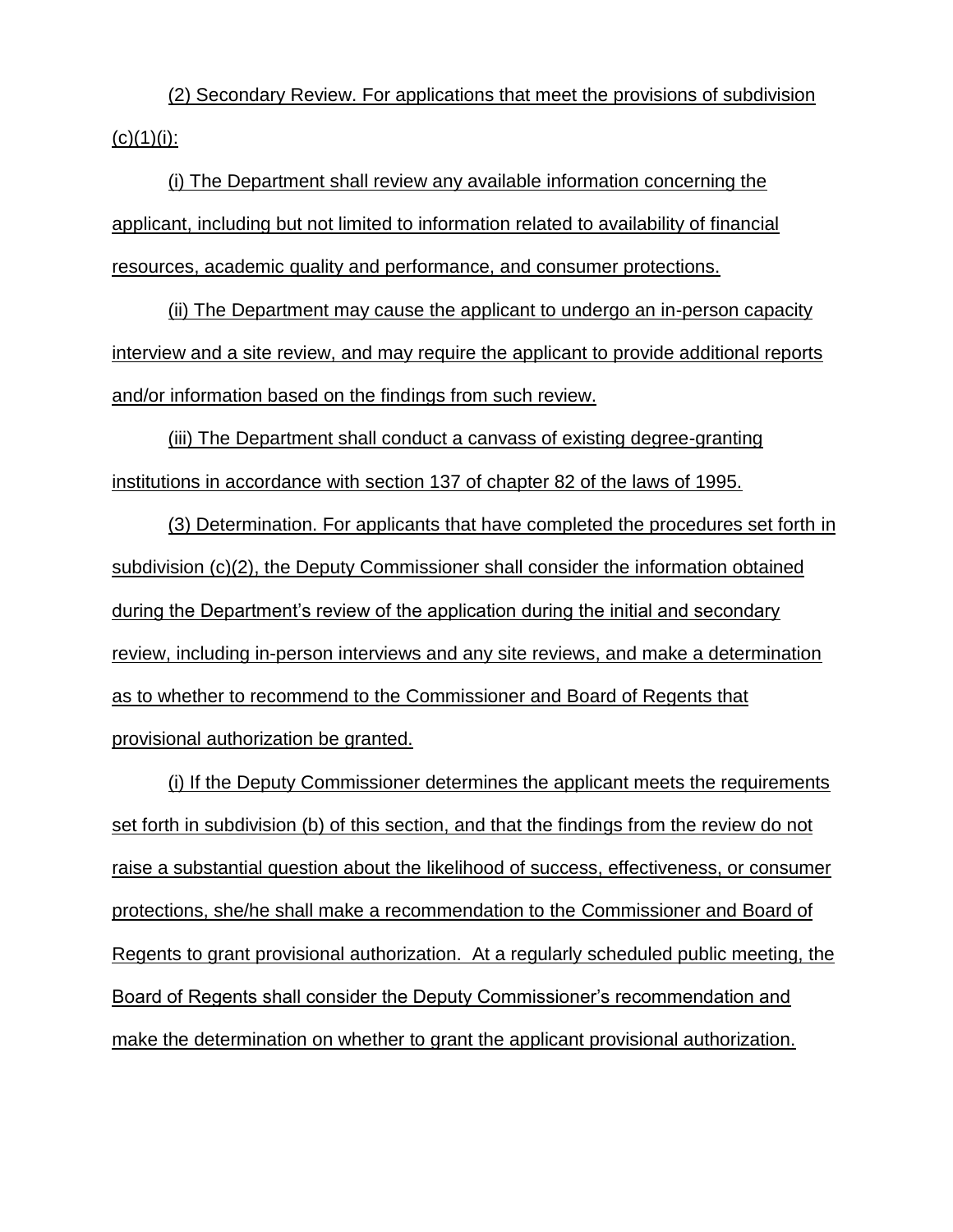(2) Secondary Review. For applications that meet the provisions of subdivision (c)(1)(i):

(i) The Department shall review any available information concerning the applicant, including but not limited to information related to availability of financial resources, academic quality and performance, and consumer protections.

(ii) The Department may cause the applicant to undergo an in-person capacity interview and a site review, and may require the applicant to provide additional reports and/or information based on the findings from such review.

(iii) The Department shall conduct a canvass of existing degree-granting institutions in accordance with section 137 of chapter 82 of the laws of 1995.

(3) Determination. For applicants that have completed the procedures set forth in subdivision (c)(2), the Deputy Commissioner shall consider the information obtained during the Department's review of the application during the initial and secondary review, including in-person interviews and any site reviews, and make a determination as to whether to recommend to the Commissioner and Board of Regents that provisional authorization be granted.

(i) If the Deputy Commissioner determines the applicant meets the requirements set forth in subdivision (b) of this section, and that the findings from the review do not raise a substantial question about the likelihood of success, effectiveness, or consumer protections, she/he shall make a recommendation to the Commissioner and Board of Regents to grant provisional authorization. At a regularly scheduled public meeting, the Board of Regents shall consider the Deputy Commissioner's recommendation and make the determination on whether to grant the applicant provisional authorization.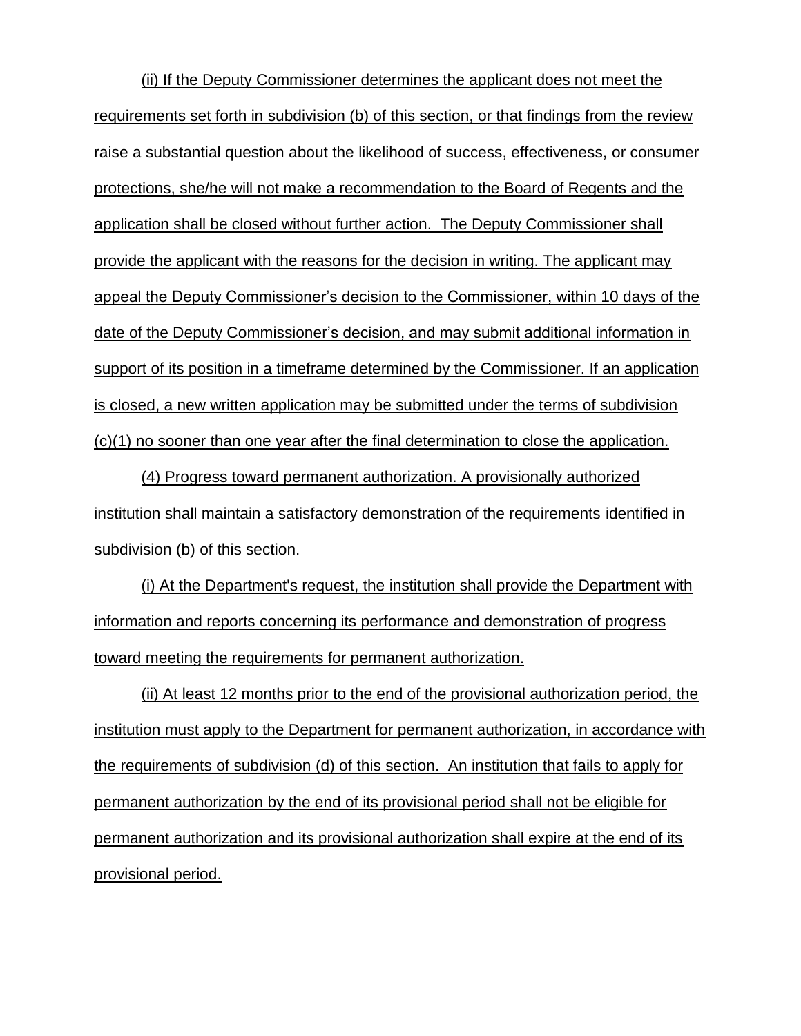(ii) If the Deputy Commissioner determines the applicant does not meet the requirements set forth in subdivision (b) of this section, or that findings from the review raise a substantial question about the likelihood of success, effectiveness, or consumer protections, she/he will not make a recommendation to the Board of Regents and the application shall be closed without further action. The Deputy Commissioner shall provide the applicant with the reasons for the decision in writing. The applicant may appeal the Deputy Commissioner's decision to the Commissioner, within 10 days of the date of the Deputy Commissioner's decision, and may submit additional information in support of its position in a timeframe determined by the Commissioner. If an application is closed, a new written application may be submitted under the terms of subdivision (c)(1) no sooner than one year after the final determination to close the application.

(4) Progress toward permanent authorization. A provisionally authorized institution shall maintain a satisfactory demonstration of the requirements identified in subdivision (b) of this section.

(i) At the Department's request, the institution shall provide the Department with information and reports concerning its performance and demonstration of progress toward meeting the requirements for permanent authorization.

(ii) At least 12 months prior to the end of the provisional authorization period, the institution must apply to the Department for permanent authorization, in accordance with the requirements of subdivision (d) of this section. An institution that fails to apply for permanent authorization by the end of its provisional period shall not be eligible for permanent authorization and its provisional authorization shall expire at the end of its provisional period.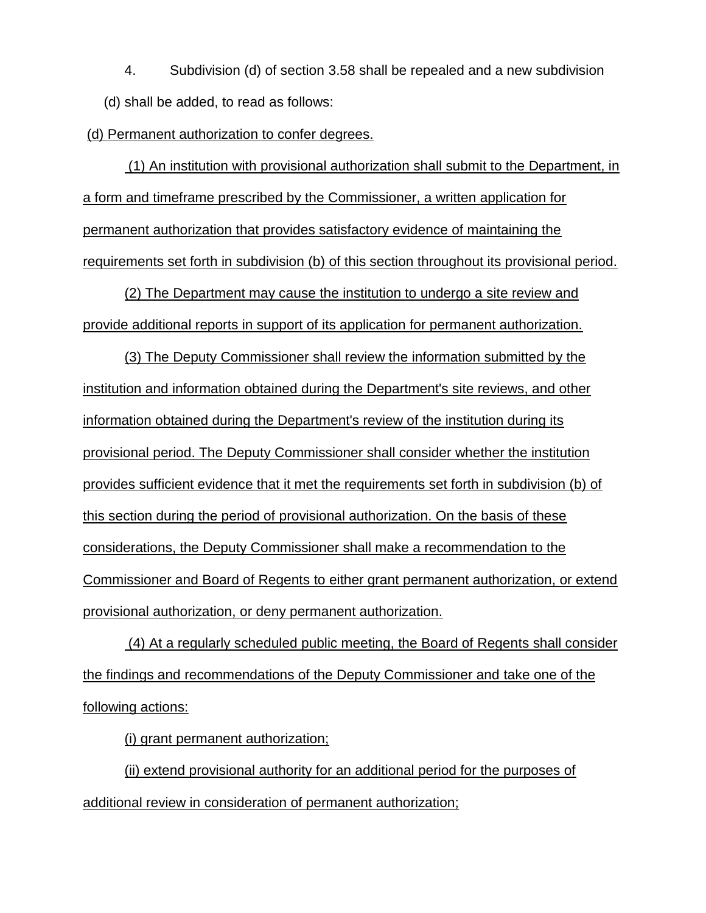4. Subdivision (d) of section 3.58 shall be repealed and a new subdivision (d) shall be added, to read as follows:

(d) Permanent authorization to confer degrees.

(1) An institution with provisional authorization shall submit to the Department, in a form and timeframe prescribed by the Commissioner, a written application for permanent authorization that provides satisfactory evidence of maintaining the requirements set forth in subdivision (b) of this section throughout its provisional period.

(2) The Department may cause the institution to undergo a site review and provide additional reports in support of its application for permanent authorization.

(3) The Deputy Commissioner shall review the information submitted by the institution and information obtained during the Department's site reviews, and other information obtained during the Department's review of the institution during its provisional period. The Deputy Commissioner shall consider whether the institution provides sufficient evidence that it met the requirements set forth in subdivision (b) of this section during the period of provisional authorization. On the basis of these considerations, the Deputy Commissioner shall make a recommendation to the Commissioner and Board of Regents to either grant permanent authorization, or extend provisional authorization, or deny permanent authorization.

(4) At a regularly scheduled public meeting, the Board of Regents shall consider the findings and recommendations of the Deputy Commissioner and take one of the following actions:

(i) grant permanent authorization;

(ii) extend provisional authority for an additional period for the purposes of additional review in consideration of permanent authorization;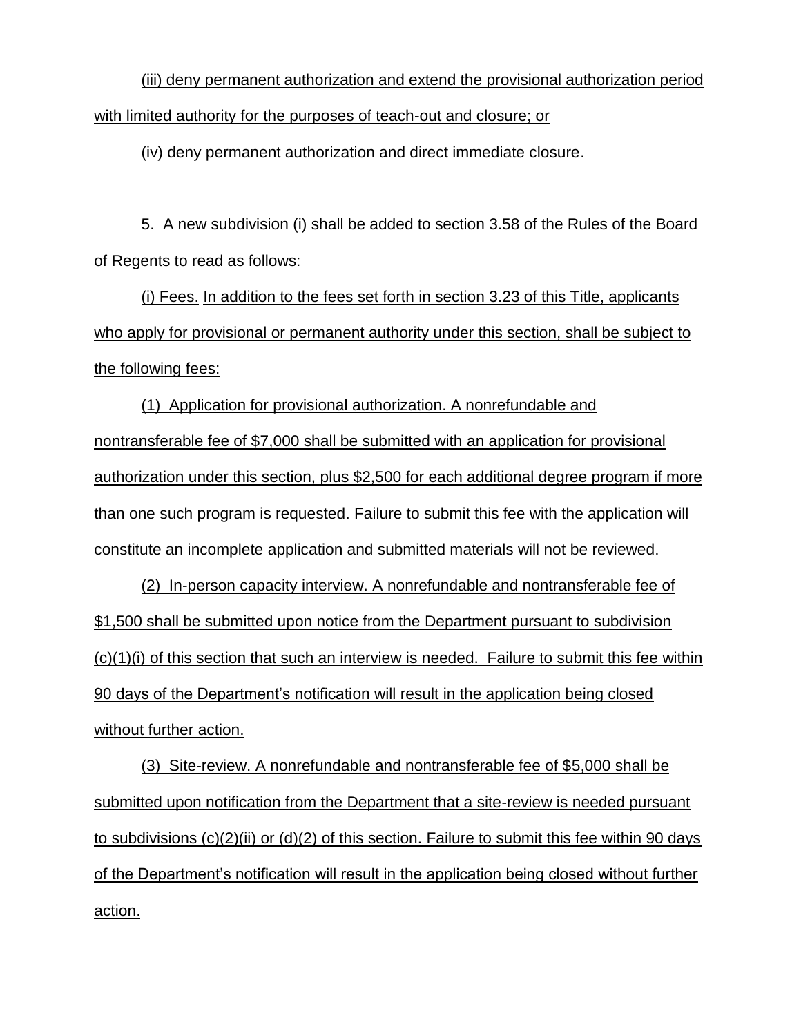(iii) deny permanent authorization and extend the provisional authorization period with limited authority for the purposes of teach-out and closure; or

(iv) deny permanent authorization and direct immediate closure.

5. A new subdivision (i) shall be added to section 3.58 of the Rules of the Board of Regents to read as follows:

(i) Fees. In addition to the fees set forth in section 3.23 of this Title, applicants who apply for provisional or permanent authority under this section, shall be subject to the following fees:

(1) Application for provisional authorization. A nonrefundable and nontransferable fee of $7,000 shall be submitted with an application for provisional authorization under this section, plus $2,500 for each additional degree program if more than one such program is requested. Failure to submit this fee with the application will constitute an incomplete application and submitted materials will not be reviewed.

(2) In-person capacity interview. A nonrefundable and nontransferable fee of $1,500 shall be submitted upon notice from the Department pursuant to subdivision (c)(1)(i) of this section that such an interview is needed. Failure to submit this fee within 90 days of the Department's notification will result in the application being closed without further action.

(3) Site-review. A nonrefundable and nontransferable fee of $5,000 shall be submitted upon notification from the Department that a site-review is needed pursuant to subdivisions (c)(2)(ii) or (d)(2) of this section. Failure to submit this fee within 90 days of the Department's notification will result in the application being closed without further action.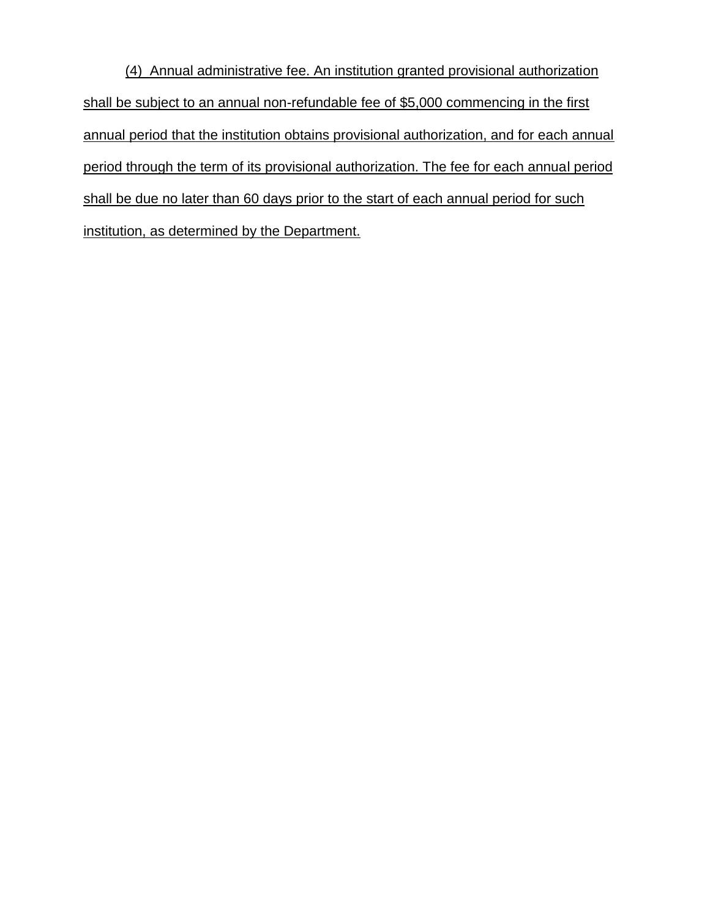(4) Annual administrative fee. An institution granted provisional authorization shall be subject to an annual non-refundable fee of $5,000 commencing in the first annual period that the institution obtains provisional authorization, and for each annual period through the term of its provisional authorization. The fee for each annual period shall be due no later than 60 days prior to the start of each annual period for such institution, as determined by the Department.